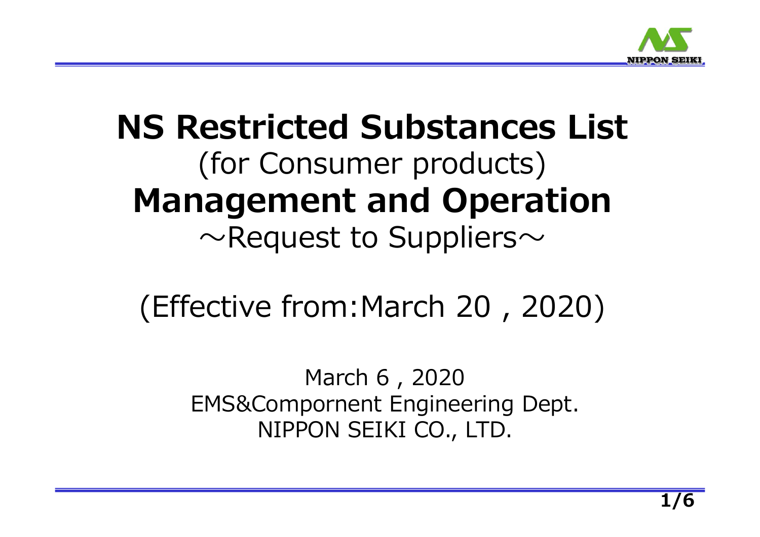# NS Restricted Substances List

(for Consumer products)

# Management and Operation

～Request to Suppliers～

(Effective from:March 20 , 2020)

March 6 , 2020

EMS&Compornent Engineering Dept.

NIPPON SEIKI CO., LTD.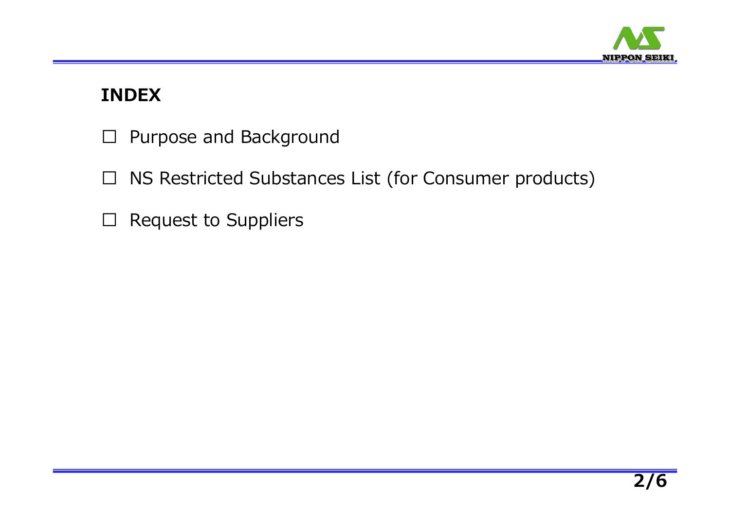# INDEX

☐ Purpose and Background

☐ NS Restricted Substances List (for Consumer products)

☐ Request to Suppliers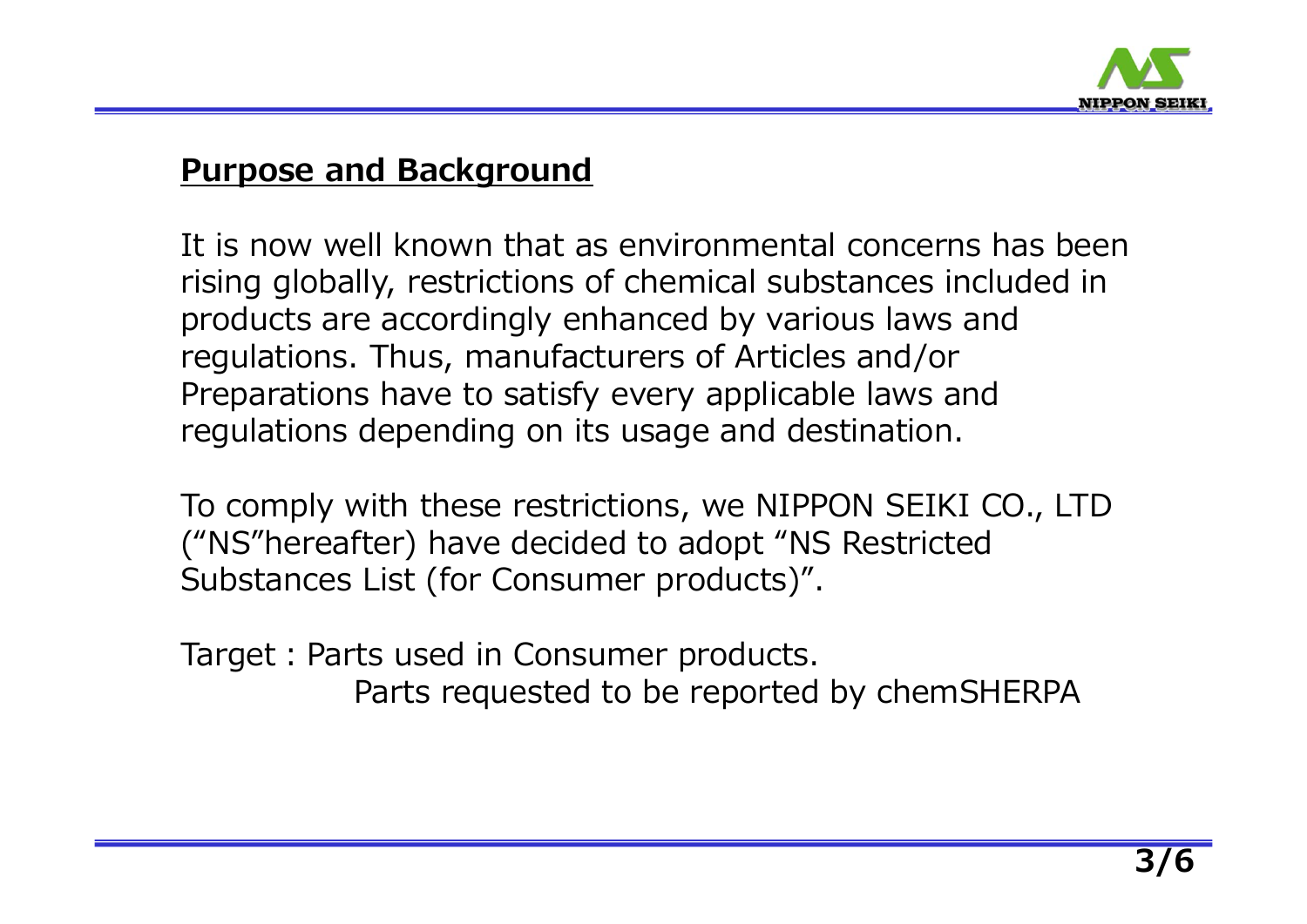## Purpose and Background

It is now well known that as environmental concerns has been rising globally, restrictions of chemical substances included in products are accordingly enhanced by various laws and regulations. Thus, manufacturers of Articles and/or Preparations have to satisfy every applicable laws and regulations depending on its usage and destination.

To comply with these restrictions, we NIPPON SEIKI CO., LTD (“NS”hereafter) have decided to adopt “NS Restricted Substances List (for Consumer products)”.

Target : Parts used in Consumer products.
Parts requested to be reported by chemSHERPA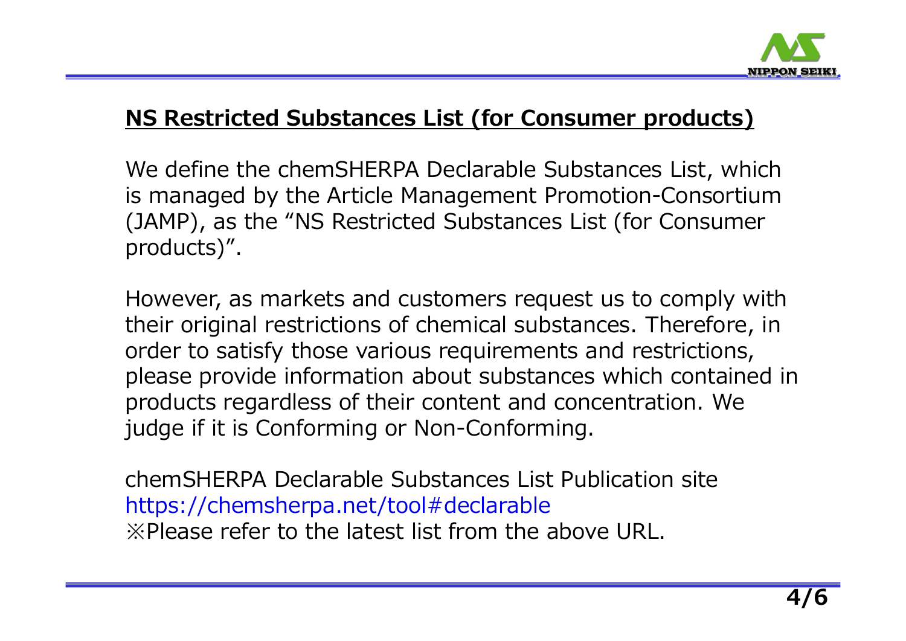## NS Restricted Substances List (for Consumer products)

We define the chemSHERPA Declarable Substances List, which is managed by the Article Management Promotion-Consortium (JAMP), as the “NS Restricted Substances List (for Consumer products)”.

However, as markets and customers request us to comply with their original restrictions of chemical substances. Therefore, in order to satisfy those various requirements and restrictions, please provide information about substances which contained in products regardless of their content and concentration. We judge if it is Conforming or Non-Conforming.

chemSHERPA Declarable Substances List Publication site
https://chemsherpa.net/tool#declarable
※Please refer to the latest list from the above URL.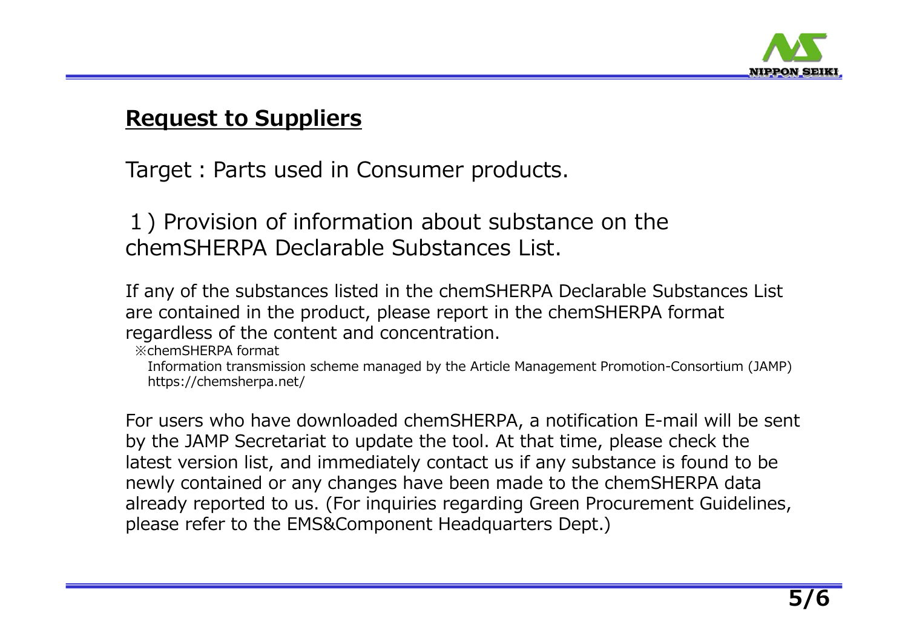## **Request to Suppliers**

Target : Parts used in Consumer products.

### 1) Provision of information about substance on the chemSHERPA Declarable Substances List.

If any of the substances listed in the chemSHERPA Declarable Substances List are contained in the product, please report in the chemSHERPA format regardless of the content and concentration.

※chemSHERPA format
Information transmission scheme managed by the Article Management Promotion-Consortium (JAMP)
https://chemsherpa.net/

For users who have downloaded chemSHERPA, a notification E-mail will be sent by the JAMP Secretariat to update the tool. At that time, please check the latest version list, and immediately contact us if any substance is found to be newly contained or any changes have been made to the chemSHERPA data already reported to us. (For inquiries regarding Green Procurement Guidelines, please refer to the EMS&Component Headquarters Dept.)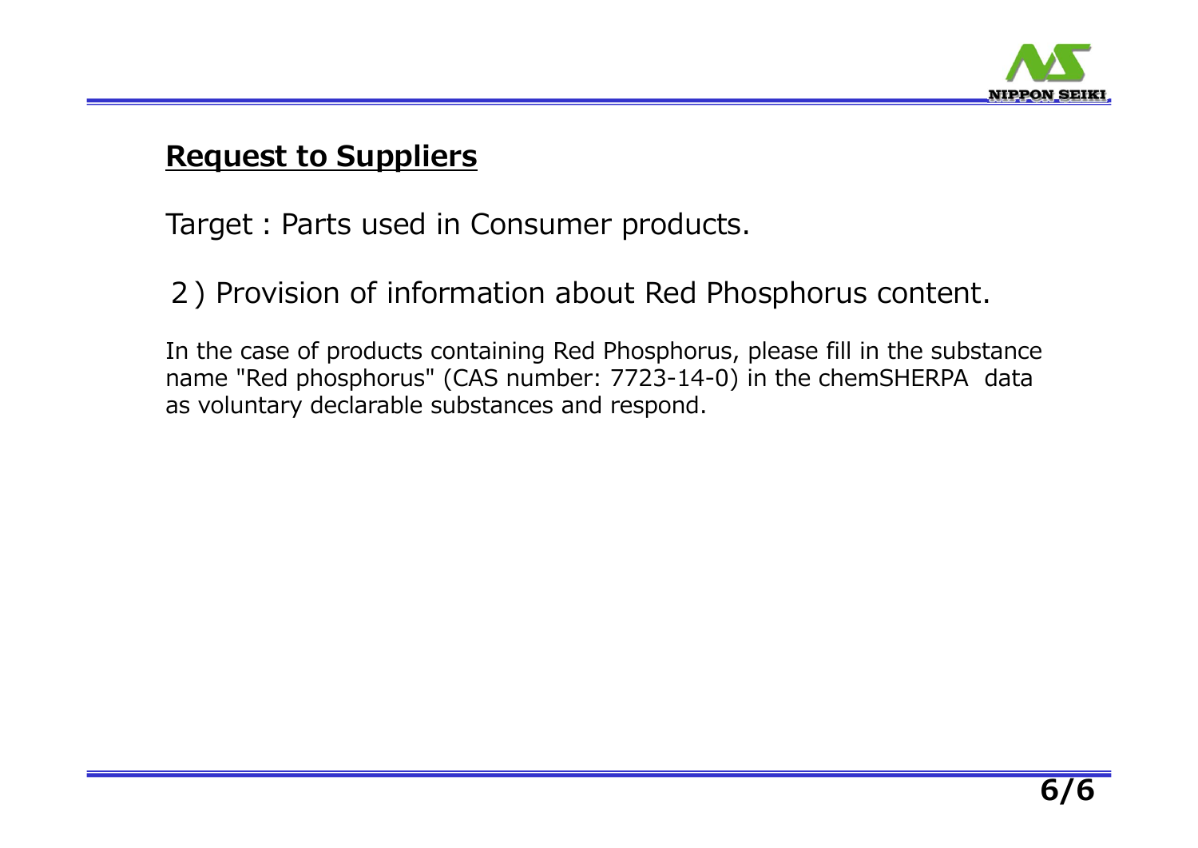## Request to Suppliers

Target : Parts used in Consumer products.

２) Provision of information about Red Phosphorus content.

In the case of products containing Red Phosphorus, please fill in the substance name "Red phosphorus" (CAS number: 7723-14-0) in the chemSHERPA data as voluntary declarable substances and respond.